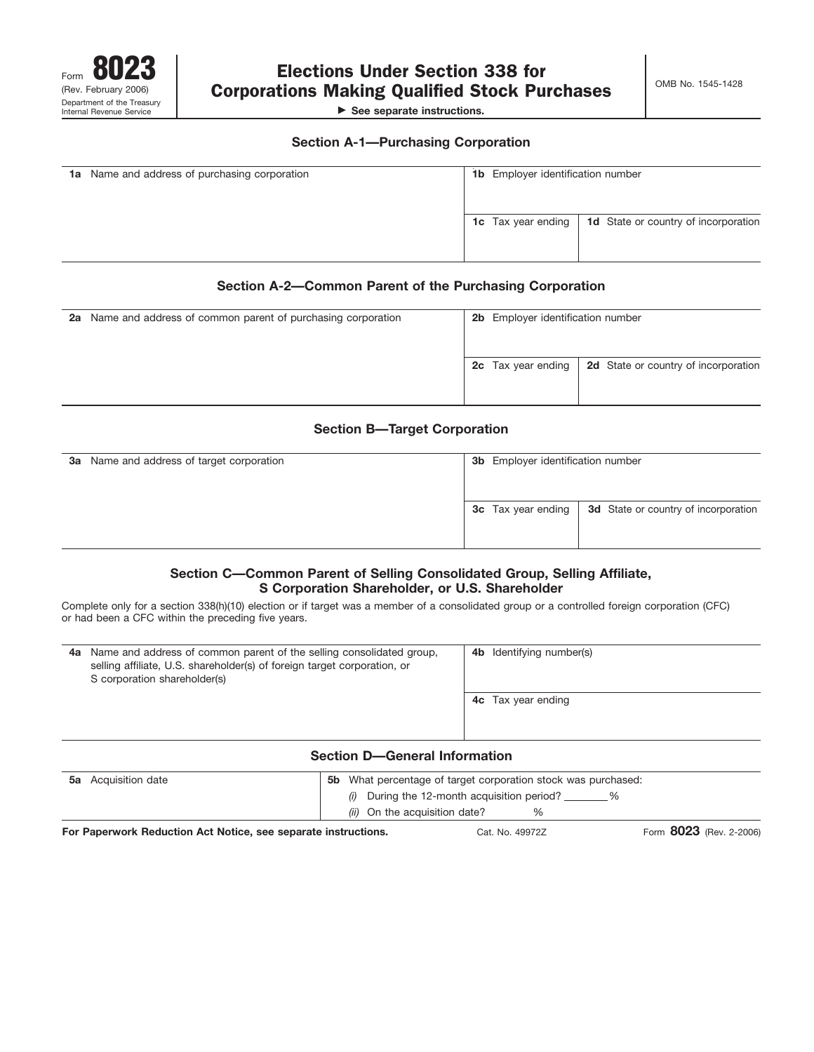Form **8023**
(Rev. February 2006)
Department of the Treasury
Internal Revenue Service

# Elections Under Section 338 for Corporations Making Qualified Stock Purchases

► See separate instructions.

OMB No. 1545-1428

## Section A-1—Purchasing Corporation

| **1a** Name and address of purchasing corporation | **1b** Employer identification number | |
|---|---|---|
| | **1c** Tax year ending | **1d** State or country of incorporation |

## Section A-2—Common Parent of the Purchasing Corporation

| **2a** Name and address of common parent of purchasing corporation | **2b** Employer identification number | |
|---|---|---|
| | **2c** Tax year ending | **2d** State or country of incorporation |

## Section B—Target Corporation

| **3a** Name and address of target corporation | **3b** Employer identification number | |
|---|---|---|
| | **3c** Tax year ending | **3d** State or country of incorporation |

## Section C—Common Parent of Selling Consolidated Group, Selling Affiliate, S Corporation Shareholder, or U.S. Shareholder

Complete only for a section 338(h)(10) election or if target was a member of a consolidated group or a controlled foreign corporation (CFC) or had been a CFC within the preceding five years.

| **4a** Name and address of common parent of the selling consolidated group, selling affiliate, U.S. shareholder(s) of foreign target corporation, or S corporation shareholder(s) | **4b** Identifying number(s) |
|---|---|
| | **4c** Tax year ending |

## Section D—General Information

| **5a** Acquisition date | **5b** What percentage of target corporation stock was purchased: |
|---|---|
| | *(i)* During the 12-month acquisition period? _______% |
| | *(ii)* On the acquisition date? % |

**For Paperwork Reduction Act Notice, see separate instructions.** Cat. No. 49972Z Form **8023** (Rev. 2-2006)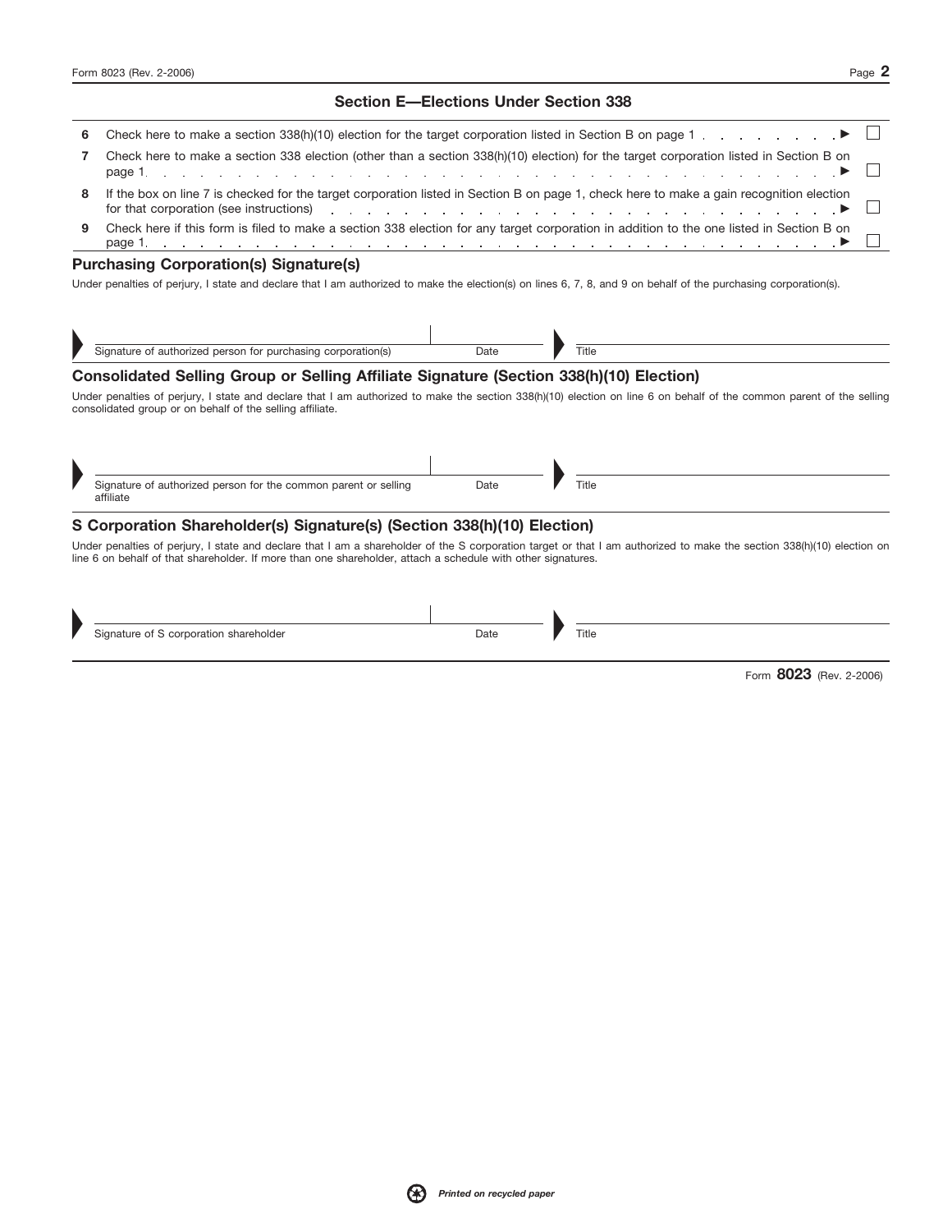## Section E—Elections Under Section 338

| | | |
|---|---|---|
| **6** | Check here to make a section 338(h)(10) election for the target corporation listed in Section B on page 1 ▶ | ☐ |
| **7** | Check here to make a section 338 election (other than a section 338(h)(10) election) for the target corporation listed in Section B on page 1 ▶ | ☐ |
| **8** | If the box on line 7 is checked for the target corporation listed in Section B on page 1, check here to make a gain recognition election for that corporation (see instructions) ▶ | ☐ |
| **9** | Check here if this form is filed to make a section 338 election for any target corporation in addition to the one listed in Section B on page 1 ▶ | ☐ |

### Purchasing Corporation(s) Signature(s)

Under penalties of perjury, I state and declare that I am authorized to make the election(s) on lines 6, 7, 8, and 9 on behalf of the purchasing corporation(s).

| | | |
|---|---|---|
| ▶ Signature of authorized person for purchasing corporation(s) | Date | ▶ Title |

### Consolidated Selling Group or Selling Affiliate Signature (Section 338(h)(10) Election)

Under penalties of perjury, I state and declare that I am authorized to make the section 338(h)(10) election on line 6 on behalf of the common parent of the selling consolidated group or on behalf of the selling affiliate.

| | | |
|---|---|---|
| ▶ Signature of authorized person for the common parent or selling affiliate | Date | ▶ Title |

### S Corporation Shareholder(s) Signature(s) (Section 338(h)(10) Election)

Under penalties of perjury, I state and declare that I am a shareholder of the S corporation target or that I am authorized to make the section 338(h)(10) election on line 6 on behalf of that shareholder. If more than one shareholder, attach a schedule with other signatures.

| | | |
|---|---|---|
| ▶ Signature of S corporation shareholder | Date | ▶ Title |

Form **8023** (Rev. 2-2006)

*Printed on recycled paper*